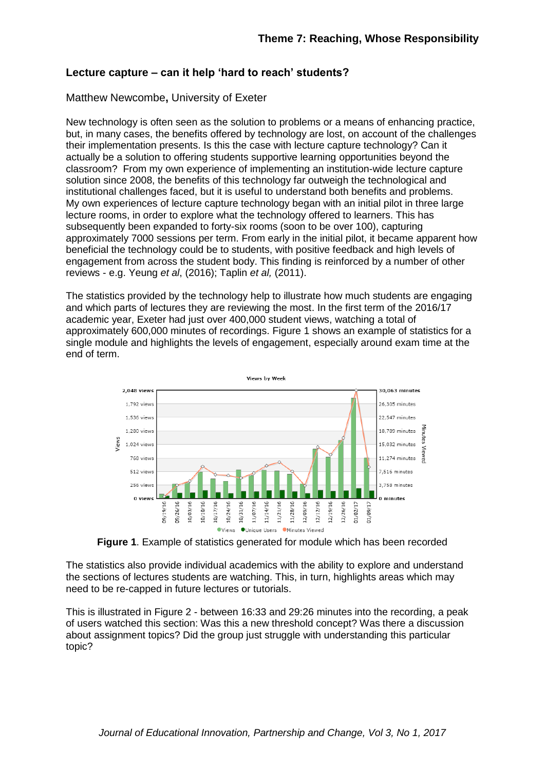# Theme 7: Reaching, Whose Responsibility

## Lecture capture – can it help 'hard to reach' students?

Matthew Newcombe**,** University of Exeter

New technology is often seen as the solution to problems or a means of enhancing practice, but, in many cases, the benefits offered by technology are lost, on account of the challenges their implementation presents. Is this the case with lecture capture technology? Can it actually be a solution to offering students supportive learning opportunities beyond the classroom? From my own experience of implementing an institution-wide lecture capture solution since 2008, the benefits of this technology far outweigh the technological and institutional challenges faced, but it is useful to understand both benefits and problems. My own experiences of lecture capture technology began with an initial pilot in three large lecture rooms, in order to explore what the technology offered to learners. This has subsequently been expanded to forty-six rooms (soon to be over 100), capturing approximately 7000 sessions per term. From early in the initial pilot, it became apparent how beneficial the technology could be to students, with positive feedback and high levels of engagement from across the student body. This finding is reinforced by a number of other reviews - e.g. Yeung *et al*, (2016); Taplin *et al,* (2011).

The statistics provided by the technology help to illustrate how much students are engaging and which parts of lectures they are reviewing the most. In the first term of the 2016/17 academic year, Exeter had just over 400,000 student views, watching a total of approximately 600,000 minutes of recordings. Figure 1 shows an example of statistics for a single module and highlights the levels of engagement, especially around exam time at the end of term.

**Figure 1**. Example of statistics generated for module which has been recorded

The statistics also provide individual academics with the ability to explore and understand the sections of lectures students are watching. This, in turn, highlights areas which may need to be re-capped in future lectures or tutorials.

This is illustrated in Figure 2 - between 16:33 and 29:26 minutes into the recording, a peak of users watched this section: Was this a new threshold concept? Was there a discussion about assignment topics? Did the group just struggle with understanding this particular topic?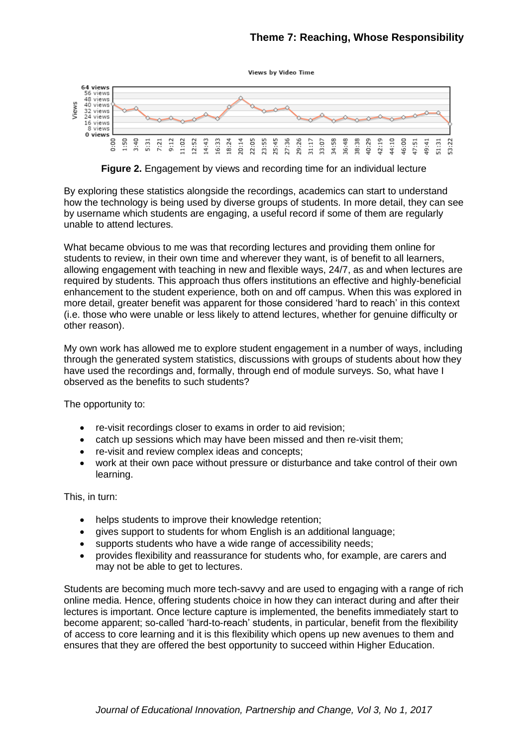**Figure 2.** Engagement by views and recording time for an individual lecture

By exploring these statistics alongside the recordings, academics can start to understand how the technology is being used by diverse groups of students. In more detail, they can see by username which students are engaging, a useful record if some of them are regularly unable to attend lectures.

What became obvious to me was that recording lectures and providing them online for students to review, in their own time and wherever they want, is of benefit to all learners, allowing engagement with teaching in new and flexible ways, 24/7, as and when lectures are required by students. This approach thus offers institutions an effective and highly-beneficial enhancement to the student experience, both on and off campus. When this was explored in more detail, greater benefit was apparent for those considered 'hard to reach' in this context (i.e. those who were unable or less likely to attend lectures, whether for genuine difficulty or other reason).

My own work has allowed me to explore student engagement in a number of ways, including through the generated system statistics, discussions with groups of students about how they have used the recordings and, formally, through end of module surveys. So, what have I observed as the benefits to such students?

The opportunity to:

- re-visit recordings closer to exams in order to aid revision;
- catch up sessions which may have been missed and then re-visit them;
- re-visit and review complex ideas and concepts;
- work at their own pace without pressure or disturbance and take control of their own learning.

This, in turn:

- helps students to improve their knowledge retention;
- gives support to students for whom English is an additional language;
- supports students who have a wide range of accessibility needs;
- provides flexibility and reassurance for students who, for example, are carers and may not be able to get to lectures.

Students are becoming much more tech-savvy and are used to engaging with a range of rich online media. Hence, offering students choice in how they can interact during and after their lectures is important. Once lecture capture is implemented, the benefits immediately start to become apparent; so-called 'hard-to-reach' students, in particular, benefit from the flexibility of access to core learning and it is this flexibility which opens up new avenues to them and ensures that they are offered the best opportunity to succeed within Higher Education.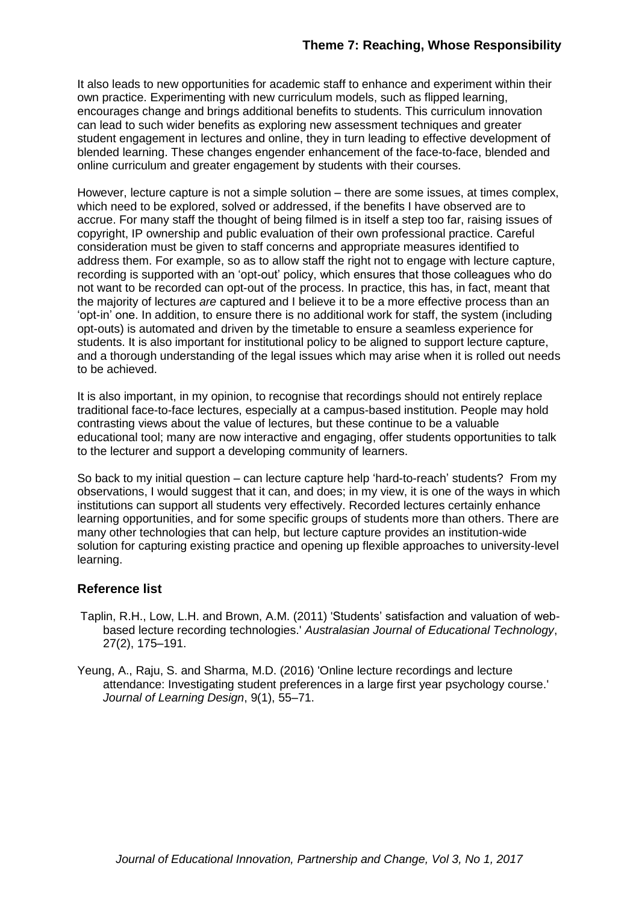It also leads to new opportunities for academic staff to enhance and experiment within their own practice. Experimenting with new curriculum models, such as flipped learning, encourages change and brings additional benefits to students. This curriculum innovation can lead to such wider benefits as exploring new assessment techniques and greater student engagement in lectures and online, they in turn leading to effective development of blended learning. These changes engender enhancement of the face-to-face, blended and online curriculum and greater engagement by students with their courses.

However, lecture capture is not a simple solution – there are some issues, at times complex, which need to be explored, solved or addressed, if the benefits I have observed are to accrue. For many staff the thought of being filmed is in itself a step too far, raising issues of copyright, IP ownership and public evaluation of their own professional practice. Careful consideration must be given to staff concerns and appropriate measures identified to address them. For example, so as to allow staff the right not to engage with lecture capture, recording is supported with an 'opt-out' policy, which ensures that those colleagues who do not want to be recorded can opt-out of the process. In practice, this has, in fact, meant that the majority of lectures *are* captured and I believe it to be a more effective process than an 'opt-in' one. In addition, to ensure there is no additional work for staff, the system (including opt-outs) is automated and driven by the timetable to ensure a seamless experience for students. It is also important for institutional policy to be aligned to support lecture capture, and a thorough understanding of the legal issues which may arise when it is rolled out needs to be achieved.

It is also important, in my opinion, to recognise that recordings should not entirely replace traditional face-to-face lectures, especially at a campus-based institution. People may hold contrasting views about the value of lectures, but these continue to be a valuable educational tool; many are now interactive and engaging, offer students opportunities to talk to the lecturer and support a developing community of learners.

So back to my initial question – can lecture capture help 'hard-to-reach' students? From my observations, I would suggest that it can, and does; in my view, it is one of the ways in which institutions can support all students very effectively. Recorded lectures certainly enhance learning opportunities, and for some specific groups of students more than others. There are many other technologies that can help, but lecture capture provides an institution-wide solution for capturing existing practice and opening up flexible approaches to university-level learning.

## Reference list

Taplin, R.H., Low, L.H. and Brown, A.M. (2011) 'Students' satisfaction and valuation of web-based lecture recording technologies.' *Australasian Journal of Educational Technology*, 27(2), 175–191.

Yeung, A., Raju, S. and Sharma, M.D. (2016) 'Online lecture recordings and lecture attendance: Investigating student preferences in a large first year psychology course.' *Journal of Learning Design*, 9(1), 55–71.